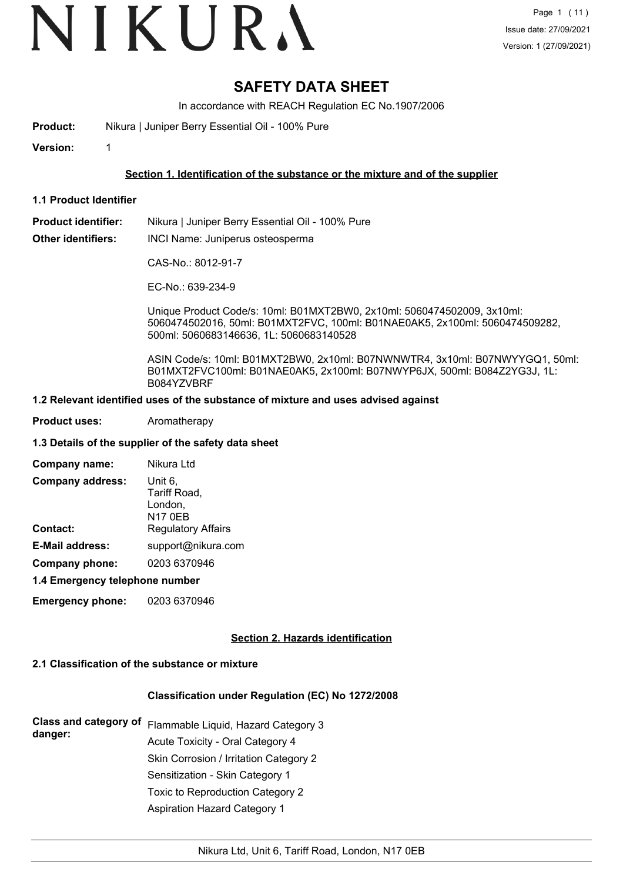# NIKURA

# SAFETY DATA SHEET

In accordance with REACH Regulation EC No.1907/2006

**Product:** Nikura | Juniper Berry Essential Oil - 100% Pure

**Version:** 1

## Section 1. Identification of the substance or the mixture and of the supplier

### 1.1 Product Identifier

**Product identifier:** Nikura | Juniper Berry Essential Oil - 100% Pure

**Other identifiers:** INCI Name: Juniperus osteosperma

CAS-No.: 8012-91-7

EC-No.: 639-234-9

Unique Product Code/s: 10ml: B01MXT2BW0, 2x10ml: 5060474502009, 3x10ml: 5060474502016, 50ml: B01MXT2FVC, 100ml: B01NAE0AK5, 2x100ml: 5060474509282, 500ml: 5060683146636, 1L: 5060683140528

ASIN Code/s: 10ml: B01MXT2BW0, 2x10ml: B07NWNWTR4, 3x10ml: B07NWYYGQ1, 50ml: B01MXT2FVC100ml: B01NAE0AK5, 2x100ml: B07NWYP6JX, 500ml: B084Z2YG3J, 1L: B084YZVBRF

### 1.2 Relevant identified uses of the substance of mixture and uses advised against

**Product uses:** Aromatherapy

### 1.3 Details of the supplier of the safety data sheet

**Company name:** Nikura Ltd

**Company address:** Unit 6, Tariff Road, London, N17 0EB

**Contact:** Regulatory Affairs

**E-Mail address:** support@nikura.com

**Company phone:** 0203 6370946

### 1.4 Emergency telephone number

**Emergency phone:** 0203 6370946

## Section 2. Hazards identification

### 2.1 Classification of the substance or mixture

**Classification under Regulation (EC) No 1272/2008**

**Class and category of danger:**

Flammable Liquid, Hazard Category 3
Acute Toxicity - Oral Category 4
Skin Corrosion / Irritation Category 2
Sensitization - Skin Category 1
Toxic to Reproduction Category 2
Aspiration Hazard Category 1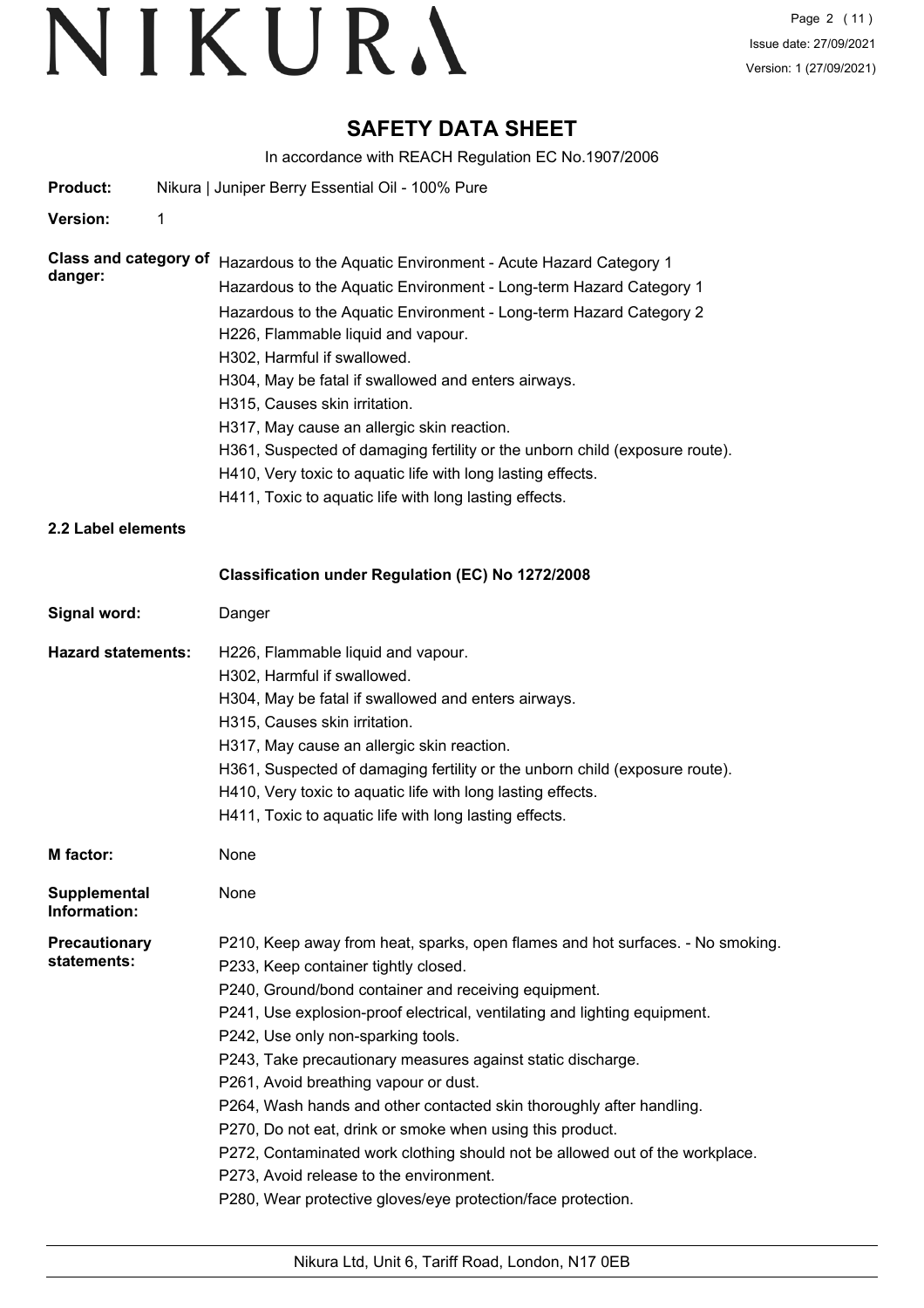# SAFETY DATA SHEET

In accordance with REACH Regulation EC No.1907/2006

**Product:** Nikura | Juniper Berry Essential Oil - 100% Pure

**Version:** 1

**Class and category of danger:**
Hazardous to the Aquatic Environment - Acute Hazard Category 1
Hazardous to the Aquatic Environment - Long-term Hazard Category 1
Hazardous to the Aquatic Environment - Long-term Hazard Category 2
H226, Flammable liquid and vapour.
H302, Harmful if swallowed.
H304, May be fatal if swallowed and enters airways.
H315, Causes skin irritation.
H317, May cause an allergic skin reaction.
H361, Suspected of damaging fertility or the unborn child (exposure route).
H410, Very toxic to aquatic life with long lasting effects.
H411, Toxic to aquatic life with long lasting effects.

**2.2 Label elements**

**Classification under Regulation (EC) No 1272/2008**

**Signal word:** Danger

**Hazard statements:**
H226, Flammable liquid and vapour.
H302, Harmful if swallowed.
H304, May be fatal if swallowed and enters airways.
H315, Causes skin irritation.
H317, May cause an allergic skin reaction.
H361, Suspected of damaging fertility or the unborn child (exposure route).
H410, Very toxic to aquatic life with long lasting effects.
H411, Toxic to aquatic life with long lasting effects.

**M factor:** None

**Supplemental Information:** None

**Precautionary statements:**
P210, Keep away from heat, sparks, open flames and hot surfaces. - No smoking.
P233, Keep container tightly closed.
P240, Ground/bond container and receiving equipment.
P241, Use explosion-proof electrical, ventilating and lighting equipment.
P242, Use only non-sparking tools.
P243, Take precautionary measures against static discharge.
P261, Avoid breathing vapour or dust.
P264, Wash hands and other contacted skin thoroughly after handling.
P270, Do not eat, drink or smoke when using this product.
P272, Contaminated work clothing should not be allowed out of the workplace.
P273, Avoid release to the environment.
P280, Wear protective gloves/eye protection/face protection.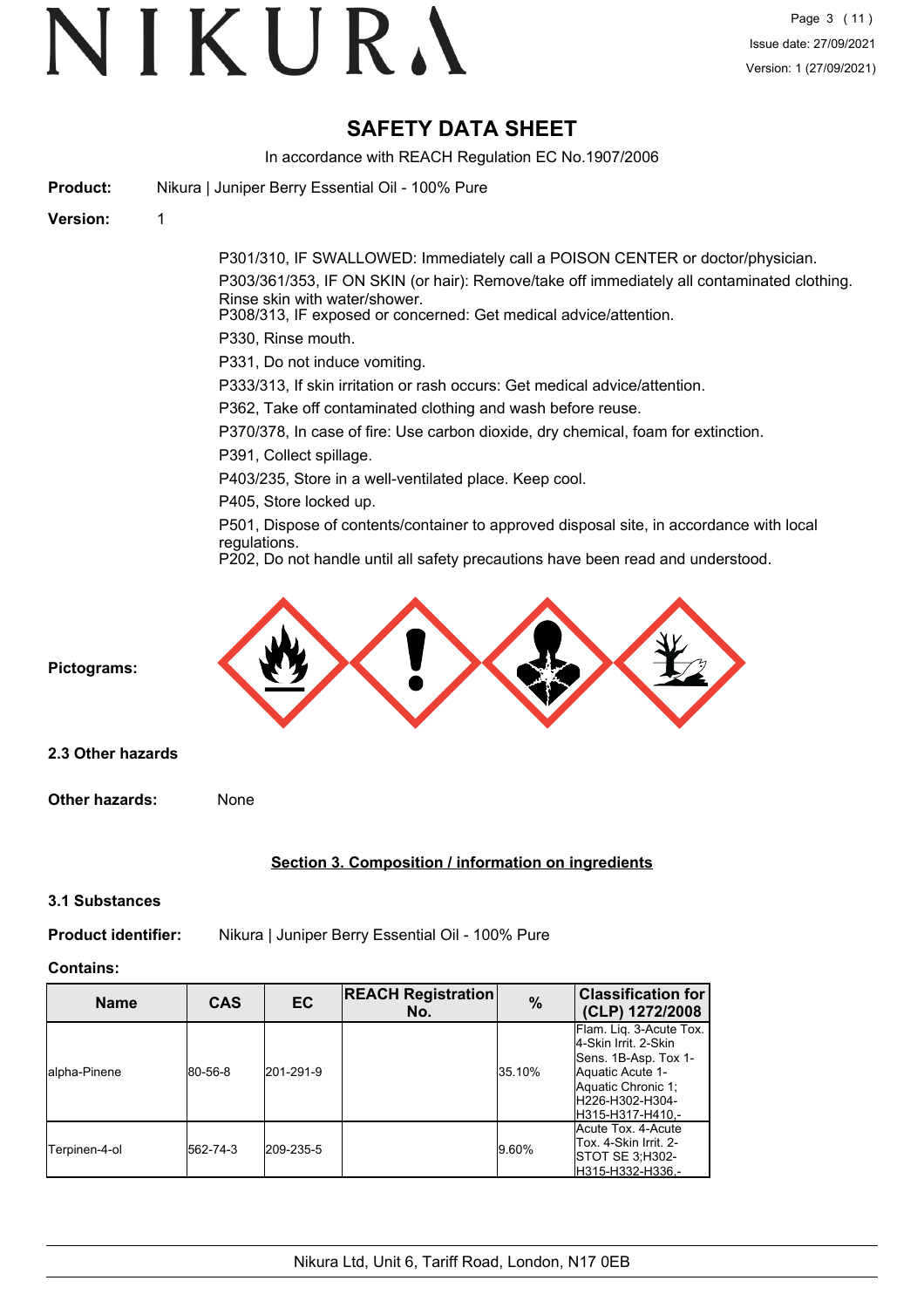# SAFETY DATA SHEET

In accordance with REACH Regulation EC No.1907/2006

**Product:** Nikura | Juniper Berry Essential Oil - 100% Pure

**Version:** 1

P301/310, IF SWALLOWED: Immediately call a POISON CENTER or doctor/physician.

P303/361/353, IF ON SKIN (or hair): Remove/take off immediately all contaminated clothing. Rinse skin with water/shower.

P308/313, IF exposed or concerned: Get medical advice/attention.

P330, Rinse mouth.

P331, Do not induce vomiting.

P333/313, If skin irritation or rash occurs: Get medical advice/attention.

P362, Take off contaminated clothing and wash before reuse.

P370/378, In case of fire: Use carbon dioxide, dry chemical, foam for extinction.

P391, Collect spillage.

P403/235, Store in a well-ventilated place. Keep cool.

P405, Store locked up.

P501, Dispose of contents/container to approved disposal site, in accordance with local regulations.

P202, Do not handle until all safety precautions have been read and understood.

**Pictograms:**

### 2.3 Other hazards

**Other hazards:** None

## Section 3. Composition / information on ingredients

### 3.1 Substances

**Product identifier:** Nikura | Juniper Berry Essential Oil - 100% Pure

**Contains:**

| Name | CAS | EC | REACH Registration No. | % | Classification for (CLP) 1272/2008 |
|---|---|---|---|---|---|
| alpha-Pinene | 80-56-8 | 201-291-9 | | 35.10% | Flam. Liq. 3-Acute Tox. 4-Skin Irrit. 2-Skin Sens. 1B-Asp. Tox 1-Aquatic Acute 1-Aquatic Chronic 1;H226-H302-H304-H315-H317-H410,- |
| Terpinen-4-ol | 562-74-3 | 209-235-5 | | 9.60% | Acute Tox. 4-Acute Tox. 4-Skin Irrit. 2-STOT SE 3;H302-H315-H332-H336,- |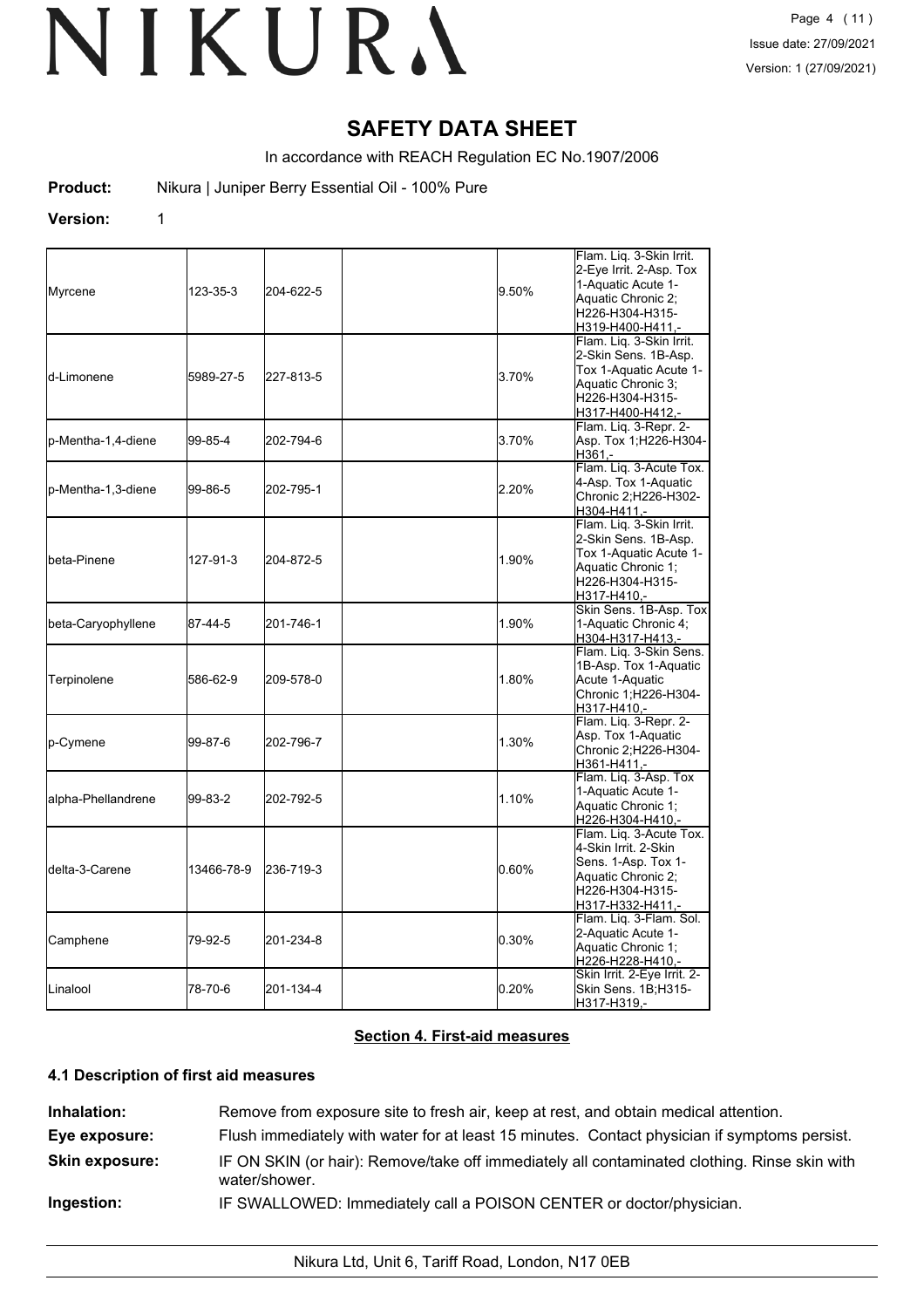# SAFETY DATA SHEET

In accordance with REACH Regulation EC No.1907/2006

**Product:** Nikura | Juniper Berry Essential Oil - 100% Pure

**Version:** 1

| | | | | | |
|---|---|---|---|---|---|
| Myrcene | 123-35-3 | 204-622-5 | | 9.50% | Flam. Liq. 3-Skin Irrit. 2-Eye Irrit. 2-Asp. Tox 1-Aquatic Acute 1-Aquatic Chronic 2;H226-H304-H315-H319-H400-H411,- |
| d-Limonene | 5989-27-5 | 227-813-5 | | 3.70% | Flam. Liq. 3-Skin Irrit. 2-Skin Sens. 1B-Asp. Tox 1-Aquatic Acute 1-Aquatic Chronic 3;H226-H304-H315-H317-H400-H412,- |
| p-Mentha-1,4-diene | 99-85-4 | 202-794-6 | | 3.70% | Flam. Liq. 3-Repr. 2-Asp. Tox 1;H226-H304-H361,- |
| p-Mentha-1,3-diene | 99-86-5 | 202-795-1 | | 2.20% | Flam. Liq. 3-Acute Tox. 4-Asp. Tox 1-Aquatic Chronic 2;H226-H302-H304-H411,- |
| beta-Pinene | 127-91-3 | 204-872-5 | | 1.90% | Flam. Liq. 3-Skin Irrit. 2-Skin Sens. 1B-Asp. Tox 1-Aquatic Acute 1-Aquatic Chronic 1;H226-H304-H315-H317-H410,- |
| beta-Caryophyllene | 87-44-5 | 201-746-1 | | 1.90% | Skin Sens. 1B-Asp. Tox 1-Aquatic Chronic 4;H304-H317-H413,- |
| Terpinolene | 586-62-9 | 209-578-0 | | 1.80% | Flam. Liq. 3-Skin Sens. 1B-Asp. Tox 1-Aquatic Acute 1-Aquatic Chronic 1;H226-H304-H317-H410,- |
| p-Cymene | 99-87-6 | 202-796-7 | | 1.30% | Flam. Liq. 3-Repr. 2-Asp. Tox 1-Aquatic Chronic 2;H226-H304-H361-H411,- |
| alpha-Phellandrene | 99-83-2 | 202-792-5 | | 1.10% | Flam. Liq. 3-Asp. Tox 1-Aquatic Acute 1-Aquatic Chronic 1;H226-H304-H410,- |
| delta-3-Carene | 13466-78-9 | 236-719-3 | | 0.60% | Flam. Liq. 3-Acute Tox. 4-Skin Irrit. 2-Skin Sens. 1-Asp. Tox 1-Aquatic Chronic 2;H226-H304-H315-H317-H332-H411,- |
| Camphene | 79-92-5 | 201-234-8 | | 0.30% | Flam. Liq. 3-Flam. Sol. 2-Aquatic Acute 1-Aquatic Chronic 1;H226-H228-H410,- |
| Linalool | 78-70-6 | 201-134-4 | | 0.20% | Skin Irrit. 2-Eye Irrit. 2-Skin Sens. 1B;H315-H317-H319,- |

## Section 4. First-aid measures

### 4.1 Description of first aid measures

**Inhalation:** Remove from exposure site to fresh air, keep at rest, and obtain medical attention.

**Eye exposure:** Flush immediately with water for at least 15 minutes. Contact physician if symptoms persist.

**Skin exposure:** IF ON SKIN (or hair): Remove/take off immediately all contaminated clothing. Rinse skin with water/shower.

**Ingestion:** IF SWALLOWED: Immediately call a POISON CENTER or doctor/physician.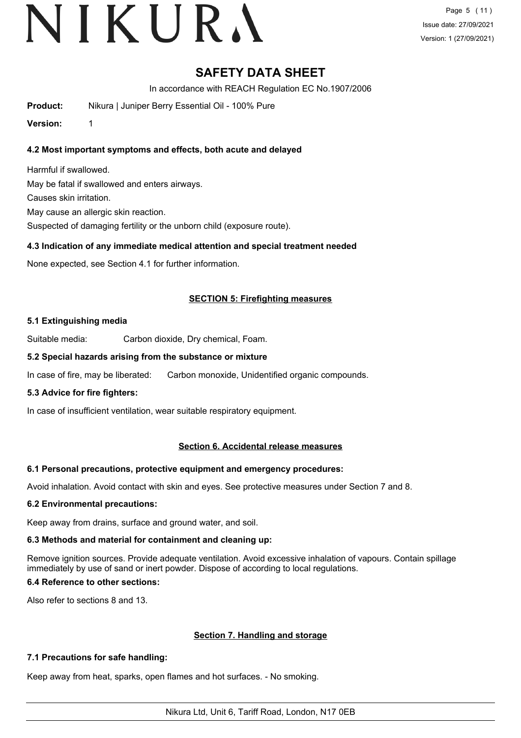# SAFETY DATA SHEET

In accordance with REACH Regulation EC No.1907/2006

**Product:** Nikura | Juniper Berry Essential Oil - 100% Pure

**Version:** 1

### 4.2 Most important symptoms and effects, both acute and delayed

Harmful if swallowed.

May be fatal if swallowed and enters airways.

Causes skin irritation.

May cause an allergic skin reaction.

Suspected of damaging fertility or the unborn child (exposure route).

### 4.3 Indication of any immediate medical attention and special treatment needed

None expected, see Section 4.1 for further information.

## SECTION 5: Firefighting measures

### 5.1 Extinguishing media

Suitable media: Carbon dioxide, Dry chemical, Foam.

### 5.2 Special hazards arising from the substance or mixture

In case of fire, may be liberated: Carbon monoxide, Unidentified organic compounds.

### 5.3 Advice for fire fighters:

In case of insufficient ventilation, wear suitable respiratory equipment.

## Section 6. Accidental release measures

### 6.1 Personal precautions, protective equipment and emergency procedures:

Avoid inhalation. Avoid contact with skin and eyes. See protective measures under Section 7 and 8.

### 6.2 Environmental precautions:

Keep away from drains, surface and ground water, and soil.

### 6.3 Methods and material for containment and cleaning up:

Remove ignition sources. Provide adequate ventilation. Avoid excessive inhalation of vapours. Contain spillage immediately by use of sand or inert powder. Dispose of according to local regulations.

### 6.4 Reference to other sections:

Also refer to sections 8 and 13.

## Section 7. Handling and storage

### 7.1 Precautions for safe handling:

Keep away from heat, sparks, open flames and hot surfaces. - No smoking.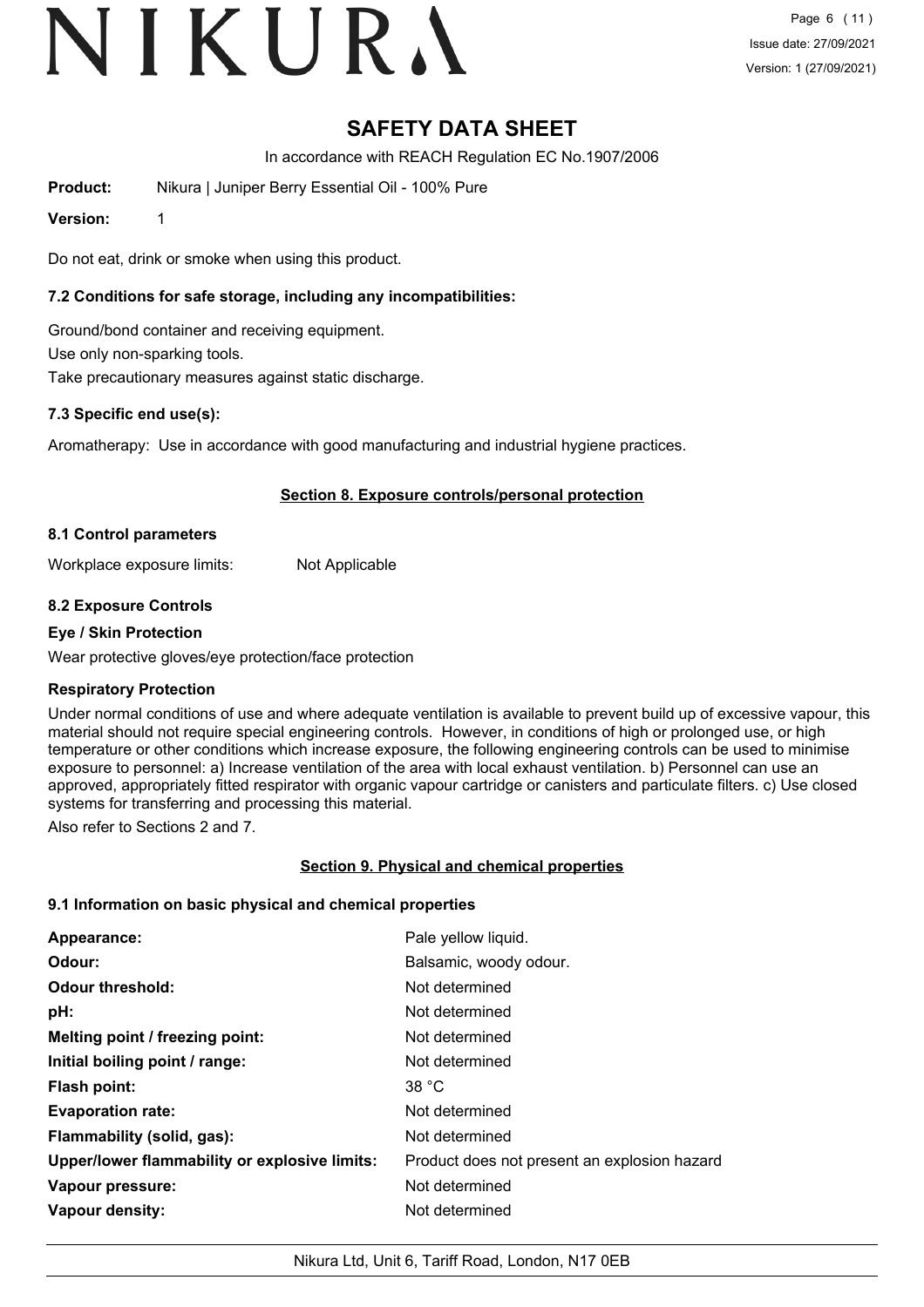# SAFETY DATA SHEET

In accordance with REACH Regulation EC No.1907/2006

**Product:** Nikura | Juniper Berry Essential Oil - 100% Pure

**Version:** 1

Do not eat, drink or smoke when using this product.

### 7.2 Conditions for safe storage, including any incompatibilities:

Ground/bond container and receiving equipment.

Use only non-sparking tools.

Take precautionary measures against static discharge.

### 7.3 Specific end use(s):

Aromatherapy: Use in accordance with good manufacturing and industrial hygiene practices.

## Section 8. Exposure controls/personal protection

### 8.1 Control parameters

Workplace exposure limits: Not Applicable

### 8.2 Exposure Controls

**Eye / Skin Protection**

Wear protective gloves/eye protection/face protection

**Respiratory Protection**

Under normal conditions of use and where adequate ventilation is available to prevent build up of excessive vapour, this material should not require special engineering controls. However, in conditions of high or prolonged use, or high temperature or other conditions which increase exposure, the following engineering controls can be used to minimise exposure to personnel: a) Increase ventilation of the area with local exhaust ventilation. b) Personnel can use an approved, appropriately fitted respirator with organic vapour cartridge or canisters and particulate filters. c) Use closed systems for transferring and processing this material.

Also refer to Sections 2 and 7.

## Section 9. Physical and chemical properties

### 9.1 Information on basic physical and chemical properties

| Property | Value |
|---|---|
| **Appearance:** | Pale yellow liquid. |
| **Odour:** | Balsamic, woody odour. |
| **Odour threshold:** | Not determined |
| **pH:** | Not determined |
| **Melting point / freezing point:** | Not determined |
| **Initial boiling point / range:** | Not determined |
| **Flash point:** | 38 °C |
| **Evaporation rate:** | Not determined |
| **Flammability (solid, gas):** | Not determined |
| **Upper/lower flammability or explosive limits:** | Product does not present an explosion hazard |
| **Vapour pressure:** | Not determined |
| **Vapour density:** | Not determined |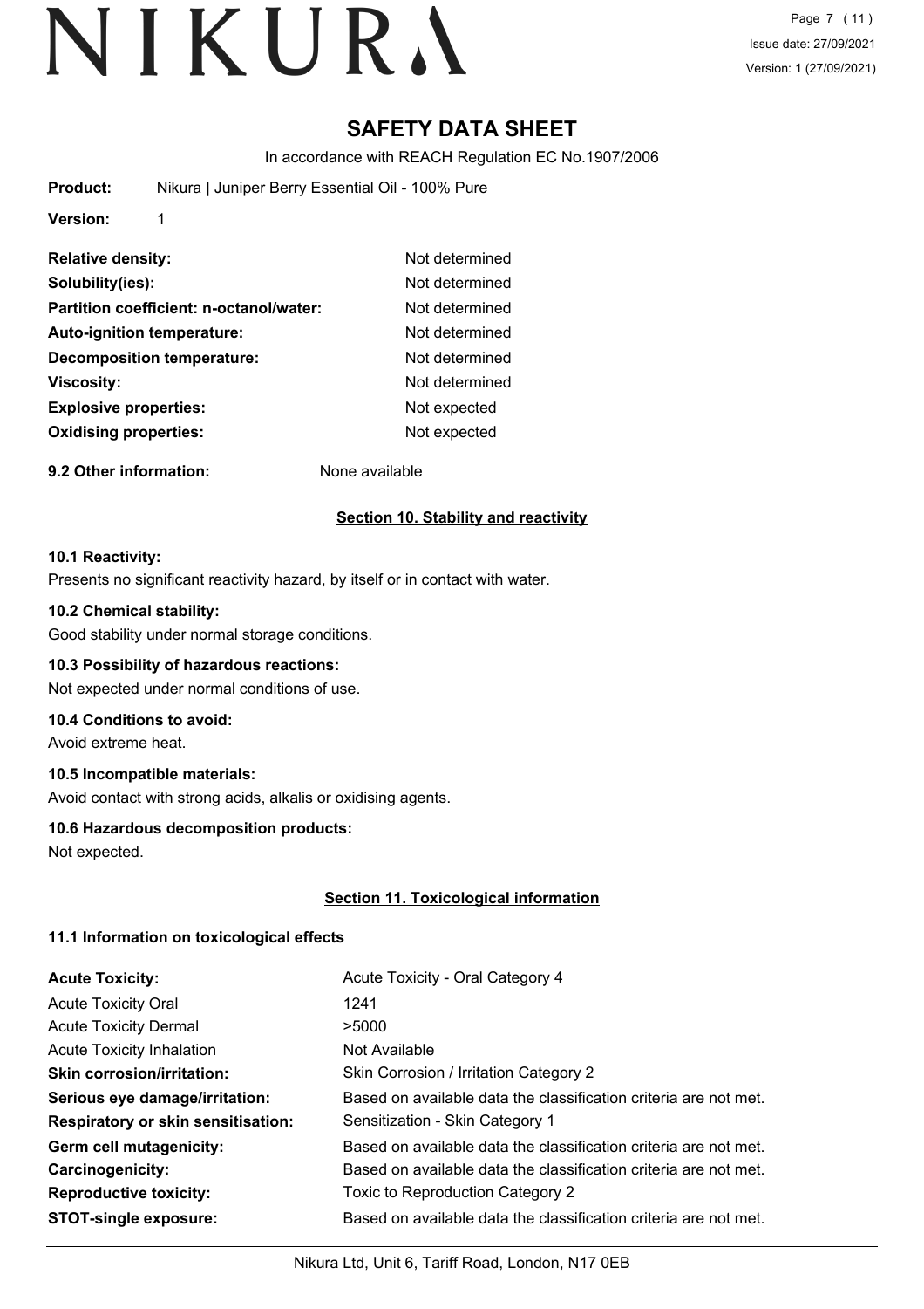# SAFETY DATA SHEET

In accordance with REACH Regulation EC No.1907/2006

**Product:** Nikura | Juniper Berry Essential Oil - 100% Pure

**Version:** 1

| | |
|---|---|
| **Relative density:** | Not determined |
| **Solubility(ies):** | Not determined |
| **Partition coefficient: n-octanol/water:** | Not determined |
| **Auto-ignition temperature:** | Not determined |
| **Decomposition temperature:** | Not determined |
| **Viscosity:** | Not determined |
| **Explosive properties:** | Not expected |
| **Oxidising properties:** | Not expected |

**9.2 Other information:** None available

## Section 10. Stability and reactivity

**10.1 Reactivity:**

Presents no significant reactivity hazard, by itself or in contact with water.

**10.2 Chemical stability:**

Good stability under normal storage conditions.

**10.3 Possibility of hazardous reactions:**

Not expected under normal conditions of use.

**10.4 Conditions to avoid:**

Avoid extreme heat.

**10.5 Incompatible materials:**

Avoid contact with strong acids, alkalis or oxidising agents.

**10.6 Hazardous decomposition products:**

Not expected.

## Section 11. Toxicological information

**11.1 Information on toxicological effects**

| | |
|---|---|
| **Acute Toxicity:** | Acute Toxicity - Oral Category 4 |
| Acute Toxicity Oral | 1241 |
| Acute Toxicity Dermal | >5000 |
| Acute Toxicity Inhalation | Not Available |
| **Skin corrosion/irritation:** | Skin Corrosion / Irritation Category 2 |
| **Serious eye damage/irritation:** | Based on available data the classification criteria are not met. |
| **Respiratory or skin sensitisation:** | Sensitization - Skin Category 1 |
| **Germ cell mutagenicity:** | Based on available data the classification criteria are not met. |
| **Carcinogenicity:** | Based on available data the classification criteria are not met. |
| **Reproductive toxicity:** | Toxic to Reproduction Category 2 |
| **STOT-single exposure:** | Based on available data the classification criteria are not met. |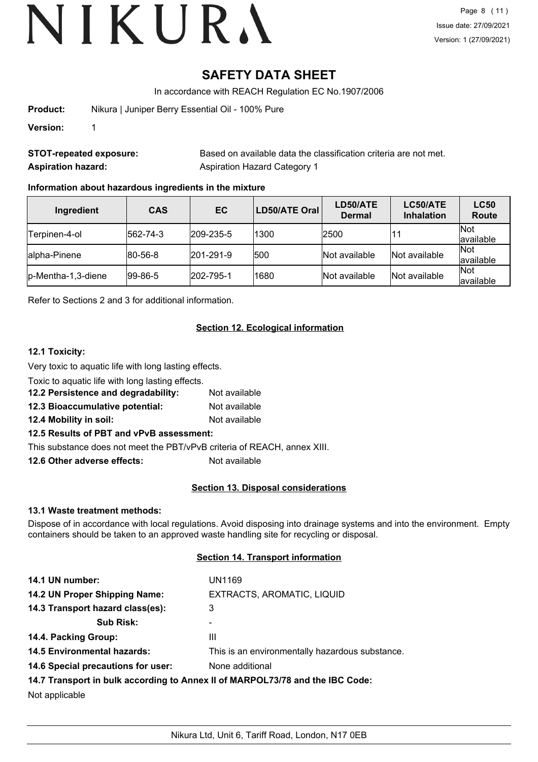# SAFETY DATA SHEET

In accordance with REACH Regulation EC No.1907/2006

**Product:** Nikura | Juniper Berry Essential Oil - 100% Pure

**Version:** 1

**STOT-repeated exposure:** Based on available data the classification criteria are not met.

**Aspiration hazard:** Aspiration Hazard Category 1

**Information about hazardous ingredients in the mixture**

| Ingredient | CAS | EC | LD50/ATE Oral | LD50/ATE Dermal | LC50/ATE Inhalation | LC50 Route |
|---|---|---|---|---|---|---|
| Terpinen-4-ol | 562-74-3 | 209-235-5 | 1300 | 2500 | 11 | Not available |
| alpha-Pinene | 80-56-8 | 201-291-9 | 500 | Not available | Not available | Not available |
| p-Mentha-1,3-diene | 99-86-5 | 202-795-1 | 1680 | Not available | Not available | Not available |

Refer to Sections 2 and 3 for additional information.

## Section 12. Ecological information

**12.1 Toxicity:**

Very toxic to aquatic life with long lasting effects.

Toxic to aquatic life with long lasting effects.

**12.2 Persistence and degradability:** Not available

**12.3 Bioaccumulative potential:** Not available

**12.4 Mobility in soil:** Not available

**12.5 Results of PBT and vPvB assessment:**

This substance does not meet the PBT/vPvB criteria of REACH, annex XIII.

**12.6 Other adverse effects:** Not available

## Section 13. Disposal considerations

**13.1 Waste treatment methods:**

Dispose of in accordance with local regulations. Avoid disposing into drainage systems and into the environment. Empty containers should be taken to an approved waste handling site for recycling or disposal.

## Section 14. Transport information

**14.1 UN number:** UN1169

**14.2 UN Proper Shipping Name:** EXTRACTS, AROMATIC, LIQUID

**14.3 Transport hazard class(es):** 3

**Sub Risk:** -

**14.4. Packing Group:** III

**14.5 Environmental hazards:** This is an environmentally hazardous substance.

**14.6 Special precautions for user:** None additional

**14.7 Transport in bulk according to Annex II of MARPOL73/78 and the IBC Code:**

Not applicable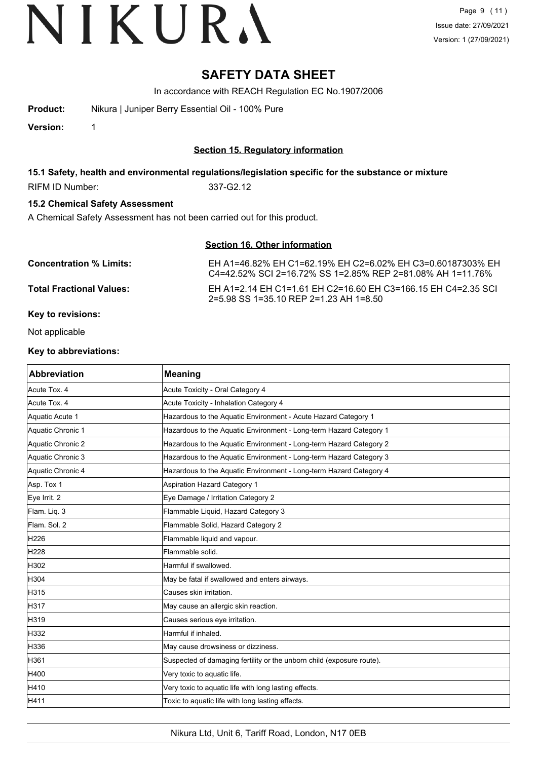# SAFETY DATA SHEET

In accordance with REACH Regulation EC No.1907/2006

**Product:** Nikura | Juniper Berry Essential Oil - 100% Pure

**Version:** 1

## Section 15. Regulatory information

### 15.1 Safety, health and environmental regulations/legislation specific for the substance or mixture

RIFM ID Number: 337-G2.12

### 15.2 Chemical Safety Assessment

A Chemical Safety Assessment has not been carried out for this product.

## Section 16. Other information

**Concentration % Limits:** EH A1=46.82% EH C1=62.19% EH C2=6.02% EH C3=0.60187303% EH C4=42.52% SCI 2=16.72% SS 1=2.85% REP 2=81.08% AH 1=11.76%

**Total Fractional Values:** EH A1=2.14 EH C1=1.61 EH C2=16.60 EH C3=166.15 EH C4=2.35 SCI 2=5.98 SS 1=35.10 REP 2=1.23 AH 1=8.50

**Key to revisions:**

Not applicable

**Key to abbreviations:**

| Abbreviation | Meaning |
|---|---|
| Acute Tox. 4 | Acute Toxicity - Oral Category 4 |
| Acute Tox. 4 | Acute Toxicity - Inhalation Category 4 |
| Aquatic Acute 1 | Hazardous to the Aquatic Environment - Acute Hazard Category 1 |
| Aquatic Chronic 1 | Hazardous to the Aquatic Environment - Long-term Hazard Category 1 |
| Aquatic Chronic 2 | Hazardous to the Aquatic Environment - Long-term Hazard Category 2 |
| Aquatic Chronic 3 | Hazardous to the Aquatic Environment - Long-term Hazard Category 3 |
| Aquatic Chronic 4 | Hazardous to the Aquatic Environment - Long-term Hazard Category 4 |
| Asp. Tox 1 | Aspiration Hazard Category 1 |
| Eye Irrit. 2 | Eye Damage / Irritation Category 2 |
| Flam. Liq. 3 | Flammable Liquid, Hazard Category 3 |
| Flam. Sol. 2 | Flammable Solid, Hazard Category 2 |
| H226 | Flammable liquid and vapour. |
| H228 | Flammable solid. |
| H302 | Harmful if swallowed. |
| H304 | May be fatal if swallowed and enters airways. |
| H315 | Causes skin irritation. |
| H317 | May cause an allergic skin reaction. |
| H319 | Causes serious eye irritation. |
| H332 | Harmful if inhaled. |
| H336 | May cause drowsiness or dizziness. |
| H361 | Suspected of damaging fertility or the unborn child (exposure route). |
| H400 | Very toxic to aquatic life. |
| H410 | Very toxic to aquatic life with long lasting effects. |
| H411 | Toxic to aquatic life with long lasting effects. |

Nikura Ltd, Unit 6, Tariff Road, London, N17 0EB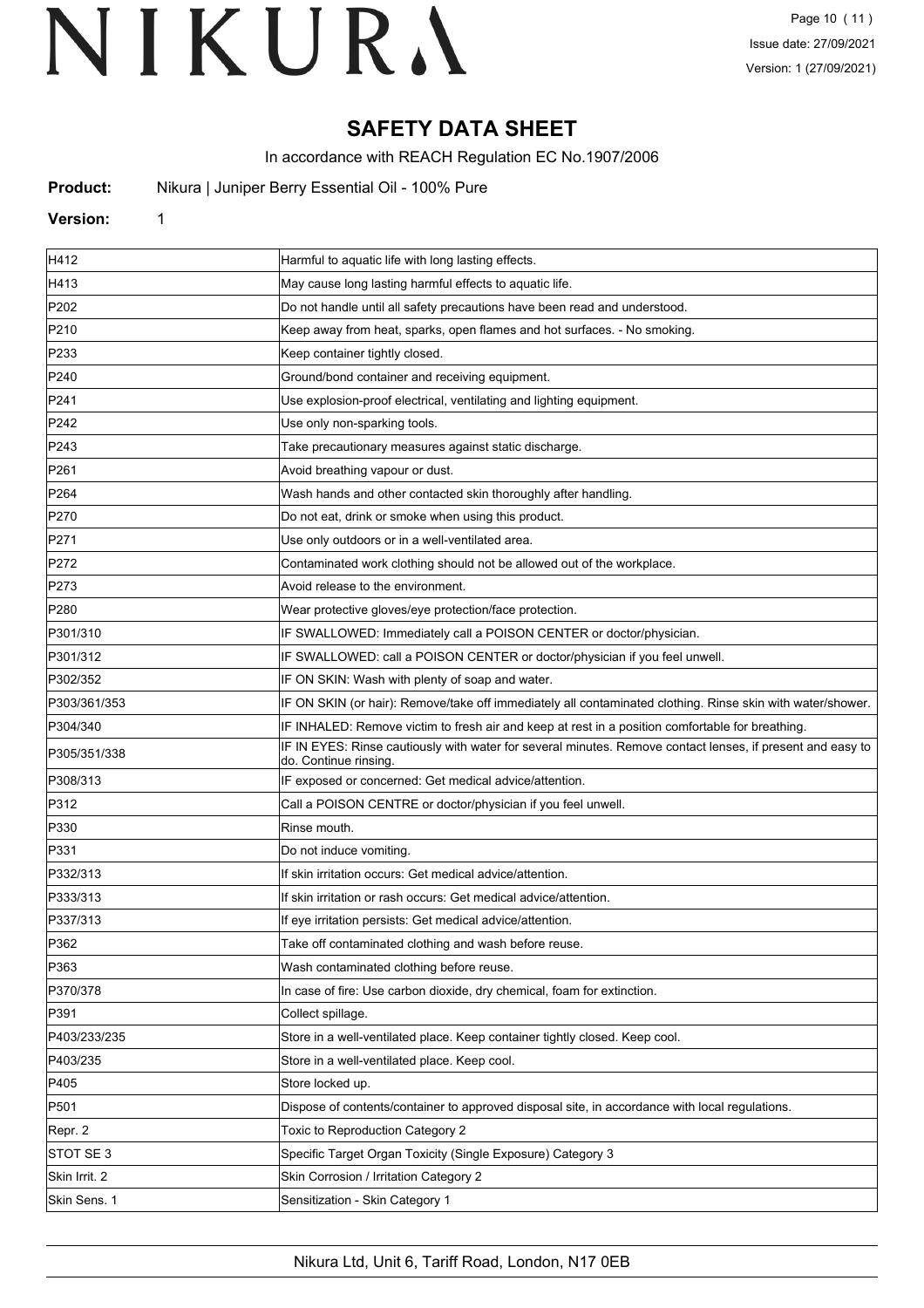# SAFETY DATA SHEET

In accordance with REACH Regulation EC No.1907/2006

**Product:** Nikura | Juniper Berry Essential Oil - 100% Pure

**Version:** 1

| | |
|---|---|
| H412 | Harmful to aquatic life with long lasting effects. |
| H413 | May cause long lasting harmful effects to aquatic life. |
| P202 | Do not handle until all safety precautions have been read and understood. |
| P210 | Keep away from heat, sparks, open flames and hot surfaces. - No smoking. |
| P233 | Keep container tightly closed. |
| P240 | Ground/bond container and receiving equipment. |
| P241 | Use explosion-proof electrical, ventilating and lighting equipment. |
| P242 | Use only non-sparking tools. |
| P243 | Take precautionary measures against static discharge. |
| P261 | Avoid breathing vapour or dust. |
| P264 | Wash hands and other contacted skin thoroughly after handling. |
| P270 | Do not eat, drink or smoke when using this product. |
| P271 | Use only outdoors or in a well-ventilated area. |
| P272 | Contaminated work clothing should not be allowed out of the workplace. |
| P273 | Avoid release to the environment. |
| P280 | Wear protective gloves/eye protection/face protection. |
| P301/310 | IF SWALLOWED: Immediately call a POISON CENTER or doctor/physician. |
| P301/312 | IF SWALLOWED: call a POISON CENTER or doctor/physician if you feel unwell. |
| P302/352 | IF ON SKIN: Wash with plenty of soap and water. |
| P303/361/353 | IF ON SKIN (or hair): Remove/take off immediately all contaminated clothing. Rinse skin with water/shower. |
| P304/340 | IF INHALED: Remove victim to fresh air and keep at rest in a position comfortable for breathing. |
| P305/351/338 | IF IN EYES: Rinse cautiously with water for several minutes. Remove contact lenses, if present and easy to do. Continue rinsing. |
| P308/313 | IF exposed or concerned: Get medical advice/attention. |
| P312 | Call a POISON CENTRE or doctor/physician if you feel unwell. |
| P330 | Rinse mouth. |
| P331 | Do not induce vomiting. |
| P332/313 | If skin irritation occurs: Get medical advice/attention. |
| P333/313 | If skin irritation or rash occurs: Get medical advice/attention. |
| P337/313 | If eye irritation persists: Get medical advice/attention. |
| P362 | Take off contaminated clothing and wash before reuse. |
| P363 | Wash contaminated clothing before reuse. |
| P370/378 | In case of fire: Use carbon dioxide, dry chemical, foam for extinction. |
| P391 | Collect spillage. |
| P403/233/235 | Store in a well-ventilated place. Keep container tightly closed. Keep cool. |
| P403/235 | Store in a well-ventilated place. Keep cool. |
| P405 | Store locked up. |
| P501 | Dispose of contents/container to approved disposal site, in accordance with local regulations. |
| Repr. 2 | Toxic to Reproduction Category 2 |
| STOT SE 3 | Specific Target Organ Toxicity (Single Exposure) Category 3 |
| Skin Irrit. 2 | Skin Corrosion / Irritation Category 2 |
| Skin Sens. 1 | Sensitization - Skin Category 1 |

Nikura Ltd, Unit 6, Tariff Road, London, N17 0EB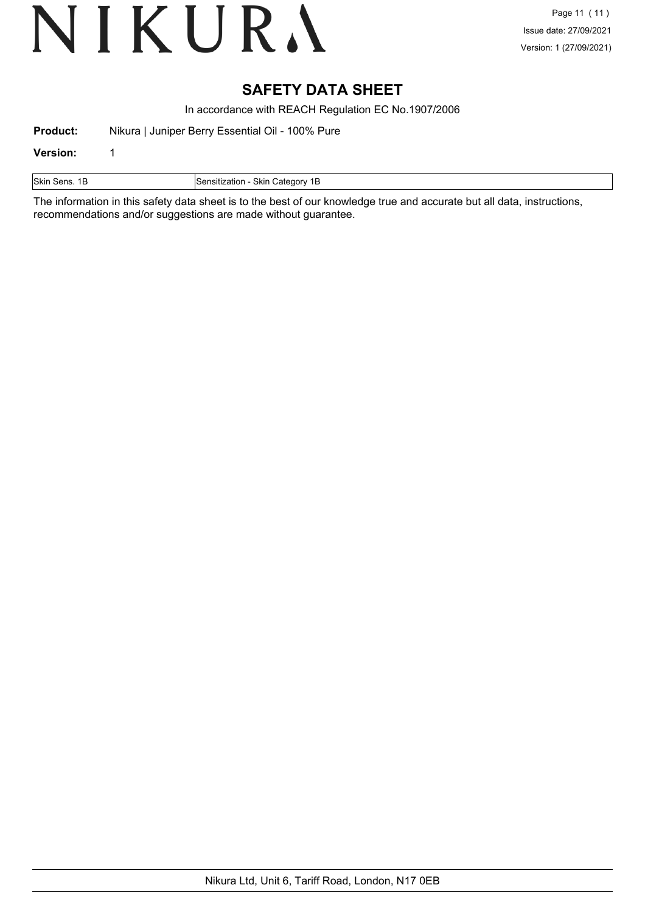# SAFETY DATA SHEET

In accordance with REACH Regulation EC No.1907/2006

**Product:** Nikura | Juniper Berry Essential Oil - 100% Pure

**Version:** 1

| | |
|---|---|
| Skin Sens. 1B | Sensitization - Skin Category 1B |

The information in this safety data sheet is to the best of our knowledge true and accurate but all data, instructions, recommendations and/or suggestions are made without guarantee.